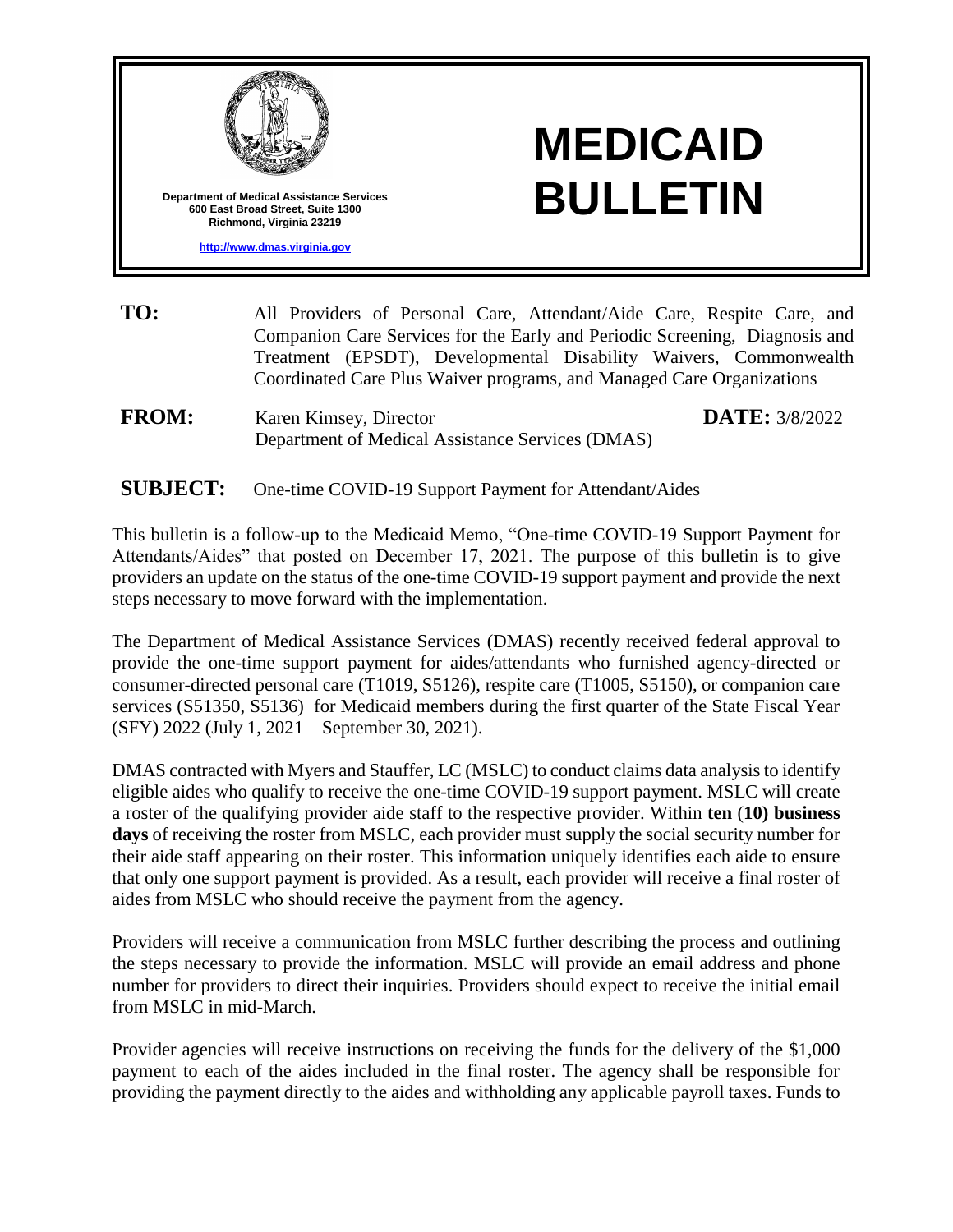Department of Medical Assistance Services
600 East Broad Street, Suite 1300
Richmond, Virginia 23219

http://www.dmas.virginia.gov

# MEDICAID BULLETIN

**TO:** All Providers of Personal Care, Attendant/Aide Care, Respite Care, and Companion Care Services for the Early and Periodic Screening, Diagnosis and Treatment (EPSDT), Developmental Disability Waivers, Commonwealth Coordinated Care Plus Waiver programs, and Managed Care Organizations

**FROM:** Karen Kimsey, Director
Department of Medical Assistance Services (DMAS)

**DATE:** 3/8/2022

**SUBJECT:** One-time COVID-19 Support Payment for Attendant/Aides

This bulletin is a follow-up to the Medicaid Memo, "One-time COVID-19 Support Payment for Attendants/Aides" that posted on December 17, 2021. The purpose of this bulletin is to give providers an update on the status of the one-time COVID-19 support payment and provide the next steps necessary to move forward with the implementation.

The Department of Medical Assistance Services (DMAS) recently received federal approval to provide the one-time support payment for aides/attendants who furnished agency-directed or consumer-directed personal care (T1019, S5126), respite care (T1005, S5150), or companion care services (S51350, S5136) for Medicaid members during the first quarter of the State Fiscal Year (SFY) 2022 (July 1, 2021 – September 30, 2021).

DMAS contracted with Myers and Stauffer, LC (MSLC) to conduct claims data analysis to identify eligible aides who qualify to receive the one-time COVID-19 support payment. MSLC will create a roster of the qualifying provider aide staff to the respective provider. Within **ten (10) business days** of receiving the roster from MSLC, each provider must supply the social security number for their aide staff appearing on their roster. This information uniquely identifies each aide to ensure that only one support payment is provided. As a result, each provider will receive a final roster of aides from MSLC who should receive the payment from the agency.

Providers will receive a communication from MSLC further describing the process and outlining the steps necessary to provide the information. MSLC will provide an email address and phone number for providers to direct their inquiries. Providers should expect to receive the initial email from MSLC in mid-March.

Provider agencies will receive instructions on receiving the funds for the delivery of the $1,000 payment to each of the aides included in the final roster. The agency shall be responsible for providing the payment directly to the aides and withholding any applicable payroll taxes. Funds to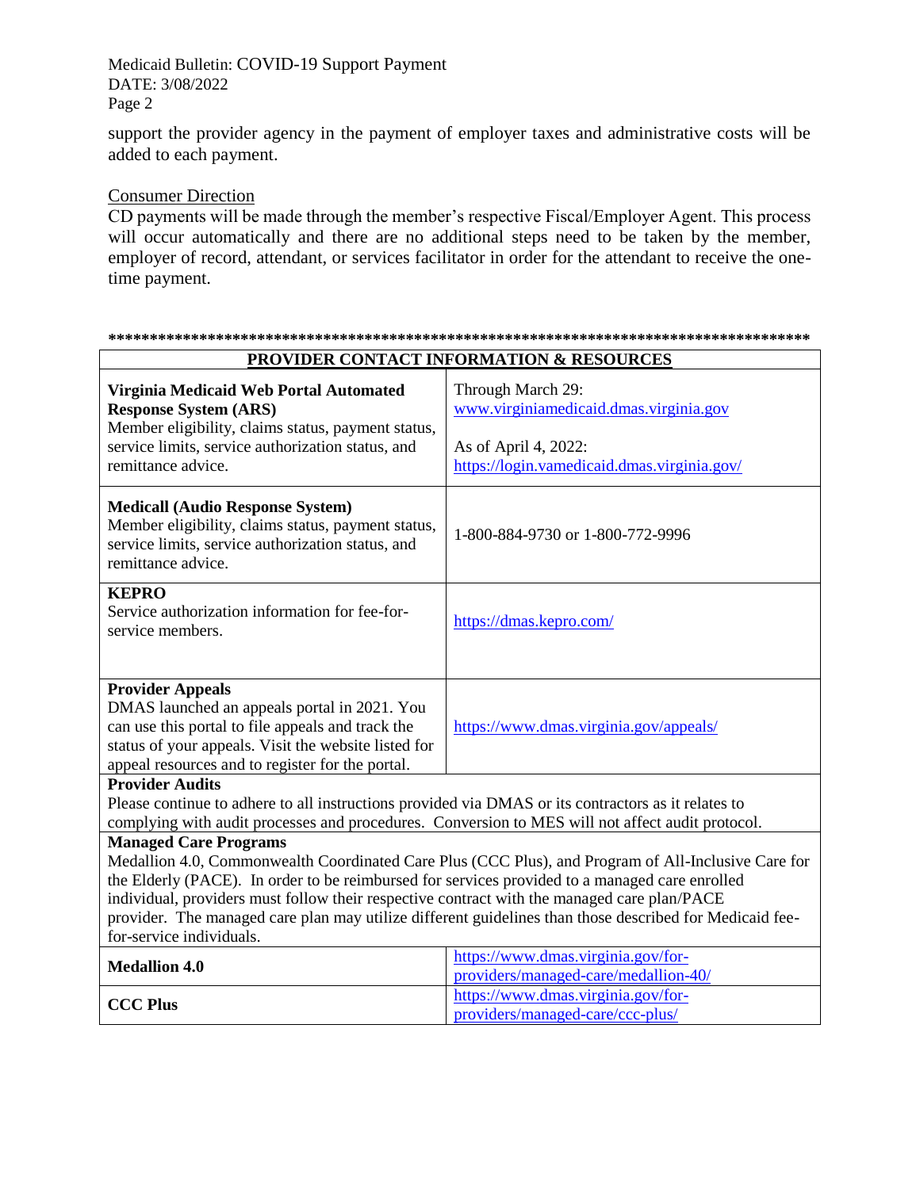support the provider agency in the payment of employer taxes and administrative costs will be added to each payment.

Consumer Direction

CD payments will be made through the member's respective Fiscal/Employer Agent. This process will occur automatically and there are no additional steps need to be taken by the member, employer of record, attendant, or services facilitator in order for the attendant to receive the one-time payment.

**************************************************************************************

| **PROVIDER CONTACT INFORMATION & RESOURCES** | |
|---|---|
| **Virginia Medicaid Web Portal Automated Response System (ARS)**<br>Member eligibility, claims status, payment status, service limits, service authorization status, and remittance advice. | Through March 29:<br>www.virginiamedicaid.dmas.virginia.gov<br><br>As of April 4, 2022:<br>https://login.vamedicaid.dmas.virginia.gov/ |
| **Medicall (Audio Response System)**<br>Member eligibility, claims status, payment status, service limits, service authorization status, and remittance advice. | 1-800-884-9730 or 1-800-772-9996 |
| **KEPRO**<br>Service authorization information for fee-for-service members. | https://dmas.kepro.com/ |
| **Provider Appeals**<br>DMAS launched an appeals portal in 2021. You can use this portal to file appeals and track the status of your appeals. Visit the website listed for appeal resources and to register for the portal. | https://www.dmas.virginia.gov/appeals/ |
| **Provider Audits**<br>Please continue to adhere to all instructions provided via DMAS or its contractors as it relates to complying with audit processes and procedures. Conversion to MES will not affect audit protocol. | |
| **Managed Care Programs**<br>Medallion 4.0, Commonwealth Coordinated Care Plus (CCC Plus), and Program of All-Inclusive Care for the Elderly (PACE). In order to be reimbursed for services provided to a managed care enrolled individual, providers must follow their respective contract with the managed care plan/PACE provider. The managed care plan may utilize different guidelines than those described for Medicaid fee-for-service individuals. | |
| **Medallion 4.0** | https://www.dmas.virginia.gov/for-providers/managed-care/medallion-40/ |
| **CCC Plus** | https://www.dmas.virginia.gov/for-providers/managed-care/ccc-plus/ |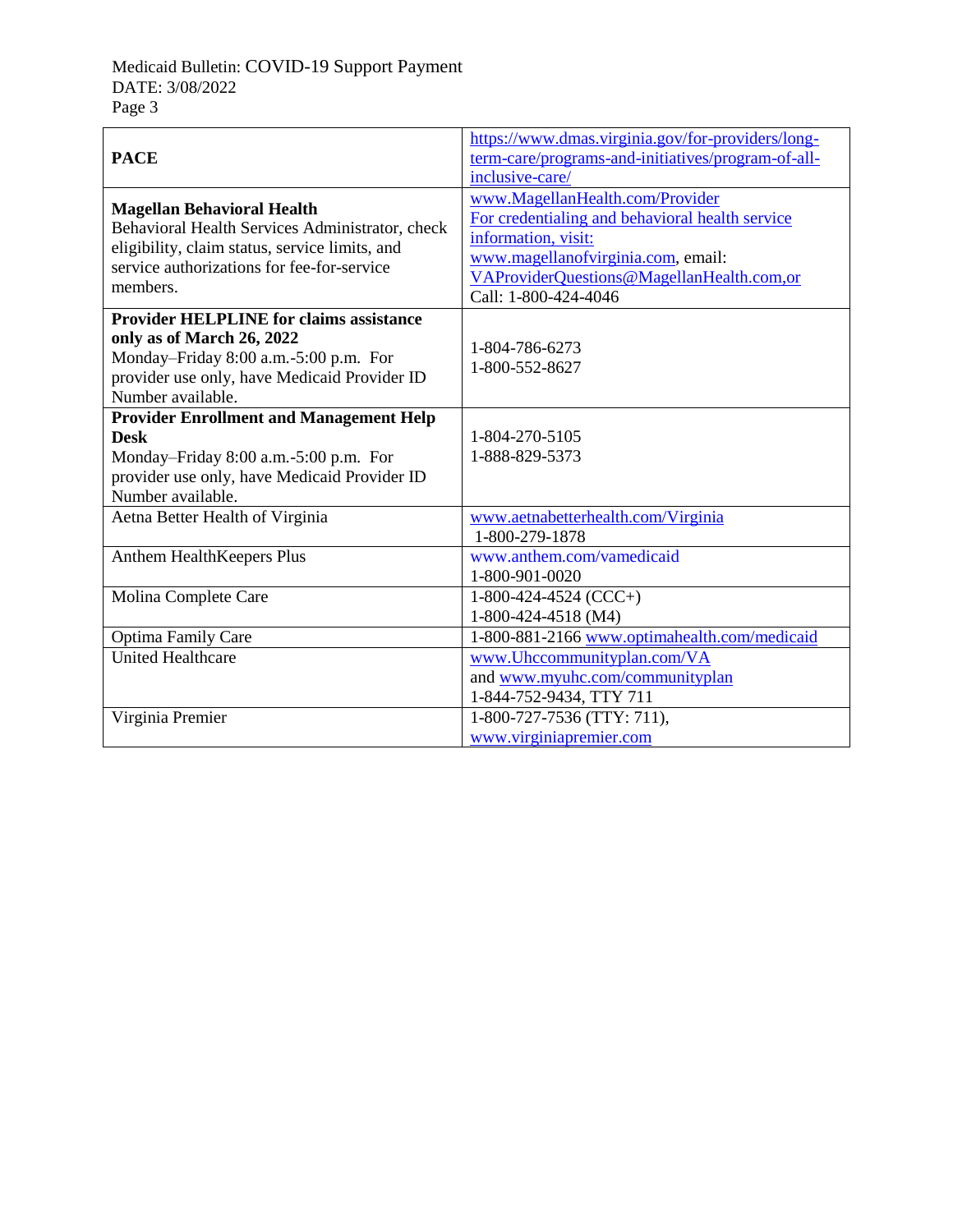| | |
|---|---|
| **PACE** | https://www.dmas.virginia.gov/for-providers/long-term-care/programs-and-initiatives/program-of-all-inclusive-care/ |
| **Magellan Behavioral Health** Behavioral Health Services Administrator, check eligibility, claim status, service limits, and service authorizations for fee-for-service members. | www.MagellanHealth.com/Provider For credentialing and behavioral health service information, visit: www.magellanofvirginia.com, email: VAProviderQuestions@MagellanHealth.com,or Call: 1-800-424-4046 |
| **Provider HELPLINE for claims assistance only as of March 26, 2022** Monday–Friday 8:00 a.m.-5:00 p.m. For provider use only, have Medicaid Provider ID Number available. | 1-804-786-6273 1-800-552-8627 |
| **Provider Enrollment and Management Help Desk** Monday–Friday 8:00 a.m.-5:00 p.m. For provider use only, have Medicaid Provider ID Number available. | 1-804-270-5105 1-888-829-5373 |
| Aetna Better Health of Virginia | www.aetnabetterhealth.com/Virginia 1-800-279-1878 |
| Anthem HealthKeepers Plus | www.anthem.com/vamedicaid 1-800-901-0020 |
| Molina Complete Care | 1-800-424-4524 (CCC+) 1-800-424-4518 (M4) |
| Optima Family Care | 1-800-881-2166 www.optimahealth.com/medicaid |
| United Healthcare | www.Uhccommunityplan.com/VA and www.myuhc.com/communityplan 1-844-752-9434, TTY 711 |
| Virginia Premier | 1-800-727-7536 (TTY: 711), www.virginiapremier.com |